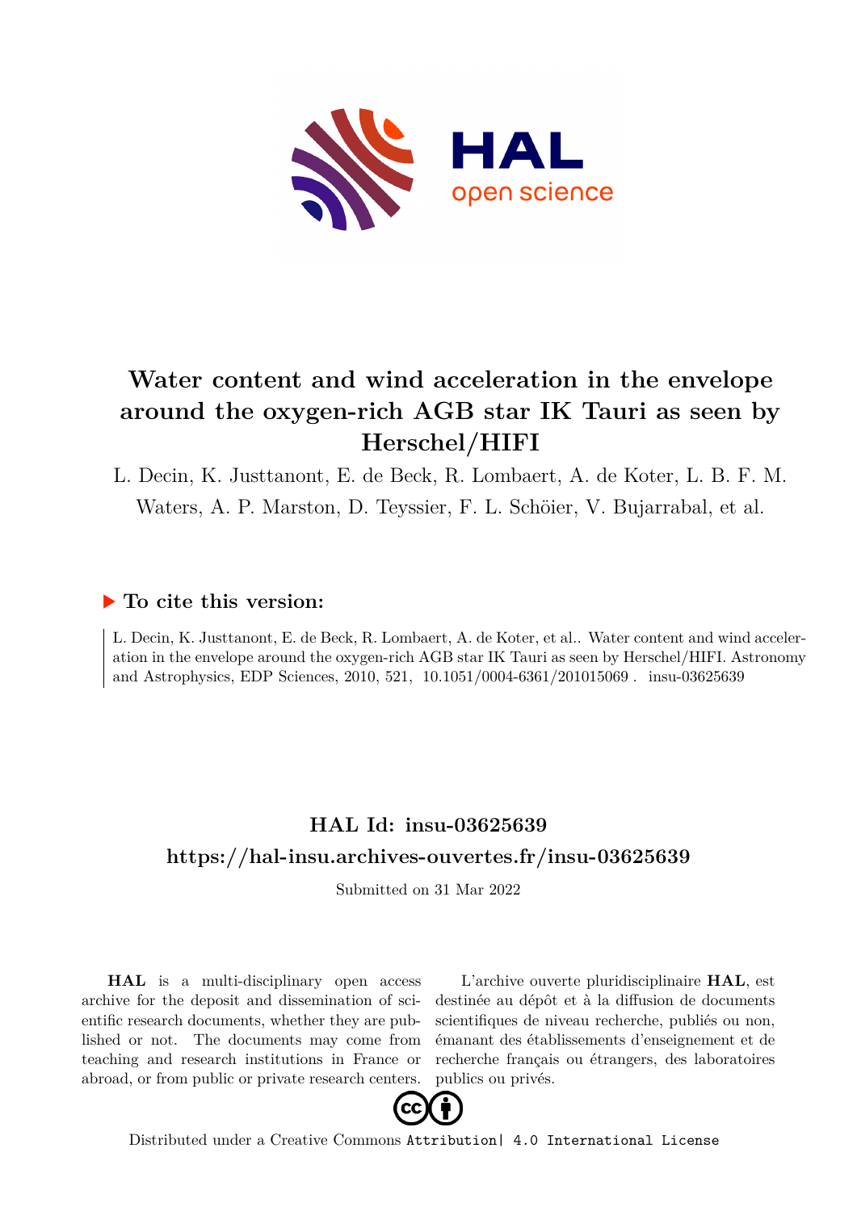# Water content and wind acceleration in the envelope around the oxygen-rich AGB star IK Tauri as seen by Herschel/HIFI

L. Decin, K. Justtanont, E. de Beck, R. Lombaert, A. de Koter, L. B. F. M. Waters, A. P. Marston, D. Teyssier, F. L. Schöier, V. Bujarrabal, et al.

## ▶ To cite this version:

L. Decin, K. Justtanont, E. de Beck, R. Lombaert, A. de Koter, et al.. Water content and wind acceleration in the envelope around the oxygen-rich AGB star IK Tauri as seen by Herschel/HIFI. Astronomy and Astrophysics, EDP Sciences, 2010, 521, 10.1051/0004-6361/201015069 . insu-03625639

## HAL Id: insu-03625639

## https://hal-insu.archives-ouvertes.fr/insu-03625639

Submitted on 31 Mar 2022

**HAL** is a multi-disciplinary open access archive for the deposit and dissemination of scientific research documents, whether they are published or not. The documents may come from teaching and research institutions in France or abroad, or from public or private research centers.

L'archive ouverte pluridisciplinaire **HAL**, est destinée au dépôt et à la diffusion de documents scientifiques de niveau recherche, publiés ou non, émanant des établissements d'enseignement et de recherche français ou étrangers, des laboratoires publics ou privés.

Distributed under a Creative Commons Attribution| 4.0 International License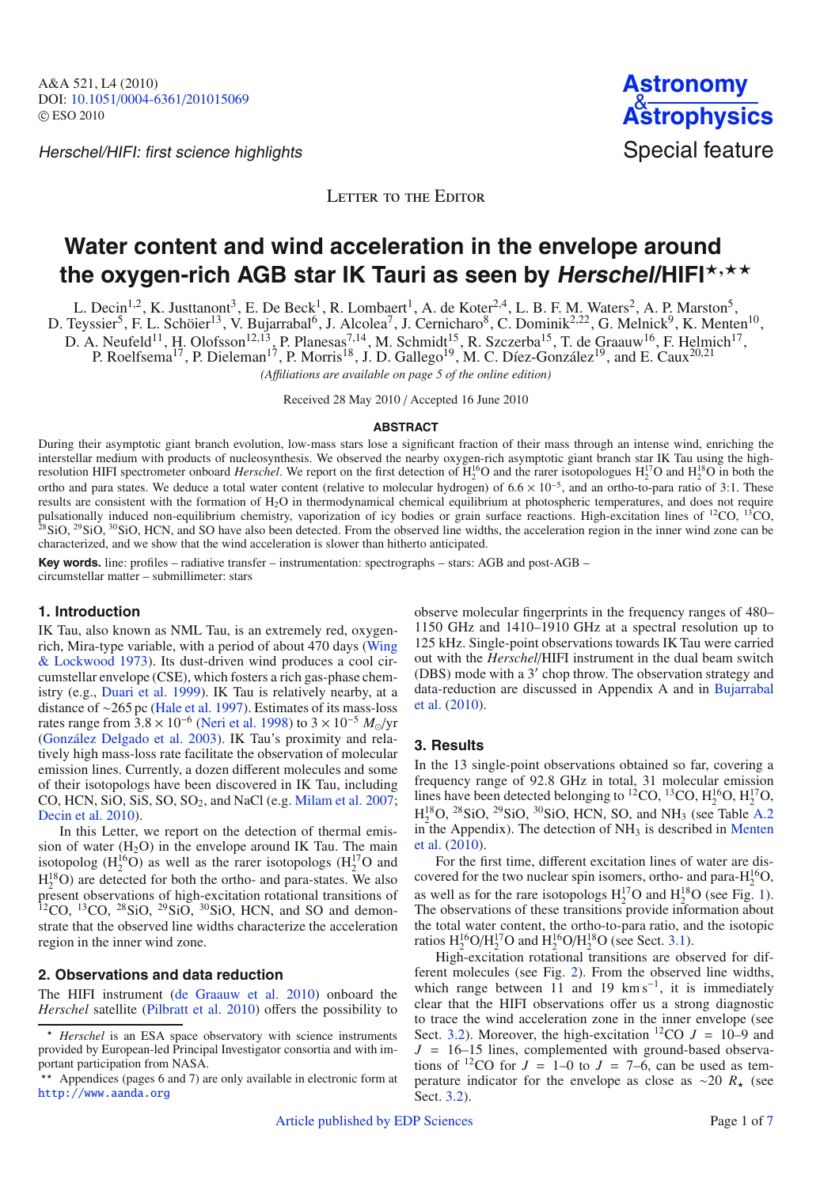Letter to the Editor

# Water content and wind acceleration in the envelope around the oxygen-rich AGB star IK Tauri as seen by *Herschel*/HIFI[⋆,⋆⋆]

L. Decin[1,2], K. Justtanont[3], E. De Beck[1], R. Lombaert[1], A. de Koter[2,4], L. B. F. M. Waters[2], A. P. Marston[5], D. Teyssier[5], F. L. Schöier[13], V. Bujarrabal[6], J. Alcolea[7], J. Cernicharo[8], C. Dominik[2,22], G. Melnick[9], K. Menten[10], D. A. Neufeld[11], H. Olofsson[12,13], P. Planesas[7,14], M. Schmidt[15], R. Szczerba[15], T. de Graauw[16], F. Helmich[17], P. Roelfsema[17], P. Dieleman[17], P. Morris[18], J. D. Gallego[19], M. C. Díez-González[19], and E. Caux[20,21]

*(Affiliations are available on page 5 of the online edition)*

Received 28 May 2010 / Accepted 16 June 2010

## ABSTRACT

During their asymptotic giant branch evolution, low-mass stars lose a significant fraction of their mass through an intense wind, enriching the interstellar medium with products of nucleosynthesis. We observed the nearby oxygen-rich asymptotic giant branch star IK Tau using the high-resolution HIFI spectrometer onboard *Herschel*. We report on the first detection of $H_2^{16}O$ and the rarer isotopologues $H_2^{17}O$ and $H_2^{18}O$ in both the ortho and para states. We deduce a total water content (relative to molecular hydrogen) of $6.6 \times 10^{-5}$, and an ortho-to-para ratio of 3:1. These results are consistent with the formation of $H_2O$ in thermodynamical chemical equilibrium at photospheric temperatures, and does not require pulsationally induced non-equilibrium chemistry, vaporization of icy bodies or grain surface reactions. High-excitation lines of $^{12}CO$, $^{13}CO$, $^{28}SiO$, $^{29}SiO$, $^{30}SiO$, HCN, and SO have also been detected. From the observed line widths, the acceleration region in the inner wind zone can be characterized, and we show that the wind acceleration is slower than hitherto anticipated.

**Key words.** line: profiles – radiative transfer – instrumentation: spectrographs – stars: AGB and post-AGB – circumstellar matter – submillimeter: stars

## 1. Introduction

IK Tau, also known as NML Tau, is an extremely red, oxygen-rich, Mira-type variable, with a period of about 470 days (Wing & Lockwood 1973). Its dust-driven wind produces a cool circumstellar envelope (CSE), which fosters a rich gas-phase chemistry (e.g., Duari et al. 1999). IK Tau is relatively nearby, at a distance of ~265 pc (Hale et al. 1997). Estimates of its mass-loss rates range from $3.8 \times 10^{-6}$ (Neri et al. 1998) to $3 \times 10^{-5}$ $M_\odot$/yr (González Delgado et al. 2003). IK Tau's proximity and relatively high mass-loss rate facilitate the observation of molecular emission lines. Currently, a dozen different molecules and some of their isotopologs have been discovered in IK Tau, including CO, HCN, SiO, SiS, SO, $SO_2$, and NaCl (e.g. Milam et al. 2007; Decin et al. 2010).

In this Letter, we report on the detection of thermal emission of water ($H_2O$) in the envelope around IK Tau. The main isotopolog ($H_2^{16}O$) as well as the rarer isotopologs ($H_2^{17}O$ and $H_2^{18}O$) are detected for both the ortho- and para-states. We also present observations of high-excitation rotational transitions of $^{12}CO$, $^{13}CO$, $^{28}SiO$, $^{29}SiO$, $^{30}SiO$, HCN, and SO and demonstrate that the observed line widths characterize the acceleration region in the inner wind zone.

## 2. Observations and data reduction

The HIFI instrument (de Graauw et al. 2010) onboard the *Herschel* satellite (Pilbratt et al. 2010) offers the possibility to observe molecular fingerprints in the frequency ranges of 480–1150 GHz and 1410–1910 GHz at a spectral resolution up to 125 kHz. Single-point observations towards IK Tau were carried out with the *Herschel*/HIFI instrument in the dual beam switch (DBS) mode with a 3′ chop throw. The observation strategy and data-reduction are discussed in Appendix A and in Bujarrabal et al. (2010).

## 3. Results

In the 13 single-point observations obtained so far, covering a frequency range of 92.8 GHz in total, 31 molecular emission lines have been detected belonging to $^{12}CO$, $^{13}CO$, $H_2^{16}O$, $H_2^{17}O$, $H_2^{18}O$, $^{28}SiO$, $^{29}SiO$, $^{30}SiO$, HCN, SO, and $NH_3$ (see Table A.2 in the Appendix). The detection of $NH_3$ is described in Menten et al. (2010).

For the first time, different excitation lines of water are discovered for the two nuclear spin isomers, ortho- and para-$H_2^{16}O$, as well as for the rare isotopologs $H_2^{17}O$ and $H_2^{18}O$ (see Fig. 1). The observations of these transitions provide information about the total water content, the ortho-to-para ratio, and the isotopic ratios $H_2^{16}O/H_2^{17}O$ and $H_2^{16}O/H_2^{18}O$ (see Sect. 3.1).

High-excitation rotational transitions are observed for different molecules (see Fig. 2). From the observed line widths, which range between 11 and 19 km s$^{-1}$, it is immediately clear that the HIFI observations offer us a strong diagnostic to trace the wind acceleration zone in the inner envelope (see Sect. 3.2). Moreover, the high-excitation $^{12}CO$ $J$ = 10–9 and $J$ = 16–15 lines, complemented with ground-based observations of $^{12}CO$ for $J$ = 1–0 to $J$ = 7–6, can be used as temperature indicator for the envelope as close as ~20 $R_\star$ (see Sect. 3.2).

[⋆] *Herschel* is an ESA space observatory with science instruments provided by European-led Principal Investigator consortia and with important participation from NASA.

[⋆⋆] Appendices (pages 6 and 7) are only available in electronic form at http://www.aanda.org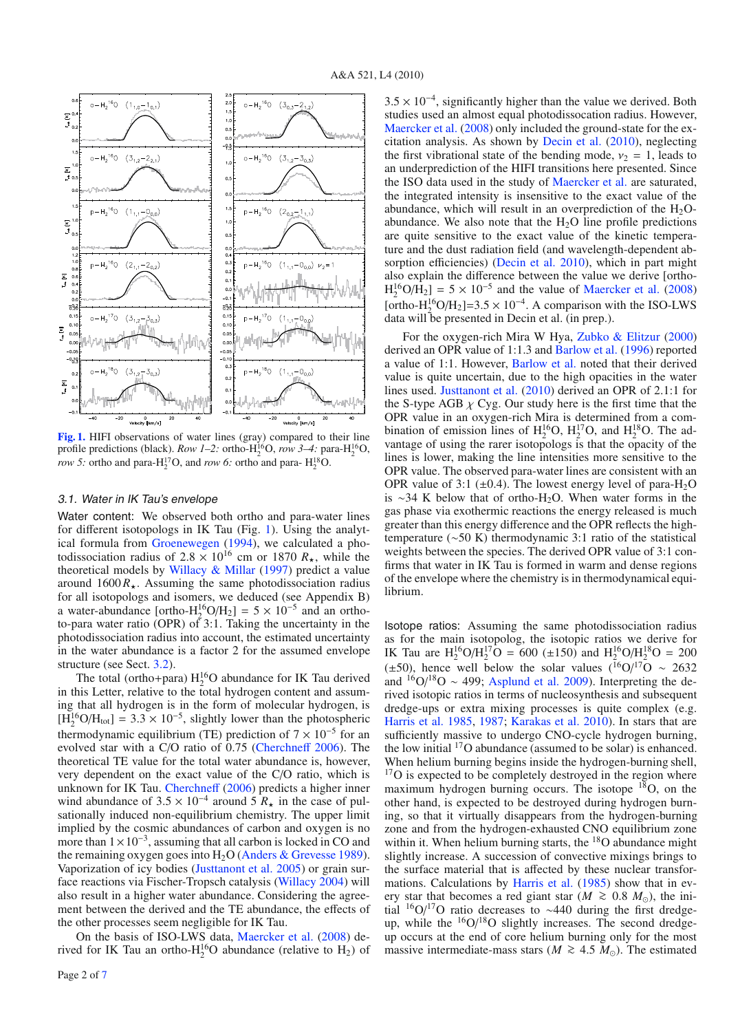**Fig. 1.** HIFI observations of water lines (gray) compared to their line profile predictions (black). *Row 1–2:* ortho-$H_2^{16}O$, *row 3–4:* para-$H_2^{16}O$, *row 5:* ortho and para-$H_2^{17}O$, and *row 6:* ortho and para- $H_2^{18}O$.

### 3.1. Water in IK Tau's envelope

Water content: We observed both ortho and para-water lines for different isotopologs in IK Tau (Fig. 1). Using the analytical formula from Groenewegen (1994), we calculated a photodissociation radius of $2.8 \times 10^{16}$ cm or 1870 $R_\star$, while the theoretical models by Willacy & Millar (1997) predict a value around 1600 $R_\star$. Assuming the same photodissociation radius for all isotopologs and isomers, we deduced (see Appendix B) a water-abundance [ortho-$H_2^{16}O/H_2$] = $5 \times 10^{-5}$ and an ortho-to-para water ratio (OPR) of 3:1. Taking the uncertainty in the photodissociation radius into account, the estimated uncertainty in the water abundance is a factor 2 for the assumed envelope structure (see Sect. 3.2).

The total (ortho+para) $H_2^{16}O$ abundance for IK Tau derived in this Letter, relative to the total hydrogen content and assuming that all hydrogen is in the form of molecular hydrogen, is [$H_2^{16}O/H_{tot}$] = $3.3 \times 10^{-5}$, slightly lower than the photospheric thermodynamic equilibrium (TE) prediction of $7 \times 10^{-5}$ for an evolved star with a C/O ratio of 0.75 (Cherchneff 2006). The theoretical TE value for the total water abundance is, however, very dependent on the exact value of the C/O ratio, which is unknown for IK Tau. Cherchneff (2006) predicts a higher inner wind abundance of $3.5 \times 10^{-4}$ around 5 $R_\star$ in the case of pulsationally induced non-equilibrium chemistry. The upper limit implied by the cosmic abundances of carbon and oxygen is no more than $1 \times 10^{-3}$, assuming that all carbon is locked in CO and the remaining oxygen goes into $H_2O$ (Anders & Grevesse 1989). Vaporization of icy bodies (Justtanont et al. 2005) or grain surface reactions via Fischer-Tropsch catalysis (Willacy 2004) will also result in a higher water abundance. Considering the agreement between the derived and the TE abundance, the effects of the other processes seem negligible for IK Tau.

On the basis of ISO-LWS data, Maercker et al. (2008) derived for IK Tau an ortho-$H_2^{16}O$ abundance (relative to $H_2$) of $3.5 \times 10^{-4}$, significantly higher than the value we derived. Both studies used an almost equal photodissocation radius. However, Maercker et al. (2008) only included the ground-state for the excitation analysis. As shown by Decin et al. (2010), neglecting the first vibrational state of the bending mode, $\nu_2 = 1$, leads to an underprediction of the HIFI transitions here presented. Since the ISO data used in the study of Maercker et al. are saturated, the integrated intensity is insensitive to the exact value of the abundance, which will result in an overprediction of the $H_2O$-abundance. We also note that the $H_2O$ line profile predictions are quite sensitive to the exact value of the kinetic temperature and the dust radiation field (and wavelength-dependent absorption efficiencies) (Decin et al. 2010), which in part might also explain the difference between the value we derive [ortho-$H_2^{16}O/H_2$] = $5 \times 10^{-5}$ and the value of Maercker et al. (2008) [ortho-$H_2^{16}O/H_2$]=$3.5 \times 10^{-4}$. A comparison with the ISO-LWS data will be presented in Decin et al. (in prep.).

For the oxygen-rich Mira W Hya, Zubko & Elitzur (2000) derived an OPR value of 1:1.3 and Barlow et al. (1996) reported a value of 1:1. However, Barlow et al. noted that their derived value is quite uncertain, due to the high opacities in the water lines used. Justtanont et al. (2010) derived an OPR of 2.1:1 for the S-type AGB $\chi$ Cyg. Our study here is the first time that the OPR value in an oxygen-rich Mira is determined from a combination of emission lines of $H_2^{16}O$, $H_2^{17}O$, and $H_2^{18}O$. The advantage of using the rarer isotopologs is that the opacity of the lines is lower, making the line intensities more sensitive to the OPR value. The observed para-water lines are consistent with an OPR value of 3:1 ($\pm$0.4). The lowest energy level of para-$H_2O$ is $\sim$34 K below that of ortho-$H_2O$. When water forms in the gas phase via exothermic reactions the energy released is much greater than this energy difference and the OPR reflects the high-temperature ($\sim$50 K) thermodynamic 3:1 ratio of the statistical weights between the species. The derived OPR value of 3:1 confirms that water in IK Tau is formed in warm and dense regions of the envelope where the chemistry is in thermodynamical equilibrium.

Isotope ratios: Assuming the same photodissociation radius as for the main isotopolog, the isotopic ratios we derive for IK Tau are $H_2^{16}O/H_2^{17}O$ = 600 ($\pm$150) and $H_2^{16}O/H_2^{18}O$ = 200 ($\pm$50), hence well below the solar values ($^{16}O/^{17}O \sim 2632$ and $^{16}O/^{18}O \sim 499$; Asplund et al. 2009). Interpreting the derived isotopic ratios in terms of nucleosynthesis and subsequent dredge-ups or extra mixing processes is quite complex (e.g. Harris et al. 1985, 1987; Karakas et al. 2010). In stars that are sufficiently massive to undergo CNO-cycle hydrogen burning, the low initial $^{17}O$ abundance (assumed to be solar) is enhanced. When helium burning begins inside the hydrogen-burning shell, $^{17}O$ is expected to be completely destroyed in the region where maximum hydrogen burning occurs. The isotope $^{18}O$, on the other hand, is expected to be destroyed during hydrogen burning, so that it virtually disappears from the hydrogen-burning zone and from the hydrogen-exhausted CNO equilibrium zone within it. When helium burning starts, the $^{18}O$ abundance might slightly increase. A succession of convective mixings brings to the surface material that is affected by these nuclear transformations. Calculations by Harris et al. (1985) show that in every star that becomes a red giant star ($M \gtrsim 0.8\ M_\odot$), the initial $^{16}O/^{17}O$ ratio decreases to $\sim$440 during the first dredge-up, while the $^{16}O/^{18}O$ slightly increases. The second dredge-up occurs at the end of core helium burning only for the most massive intermediate-mass stars ($M \gtrsim 4.5\ M_\odot$). The estimated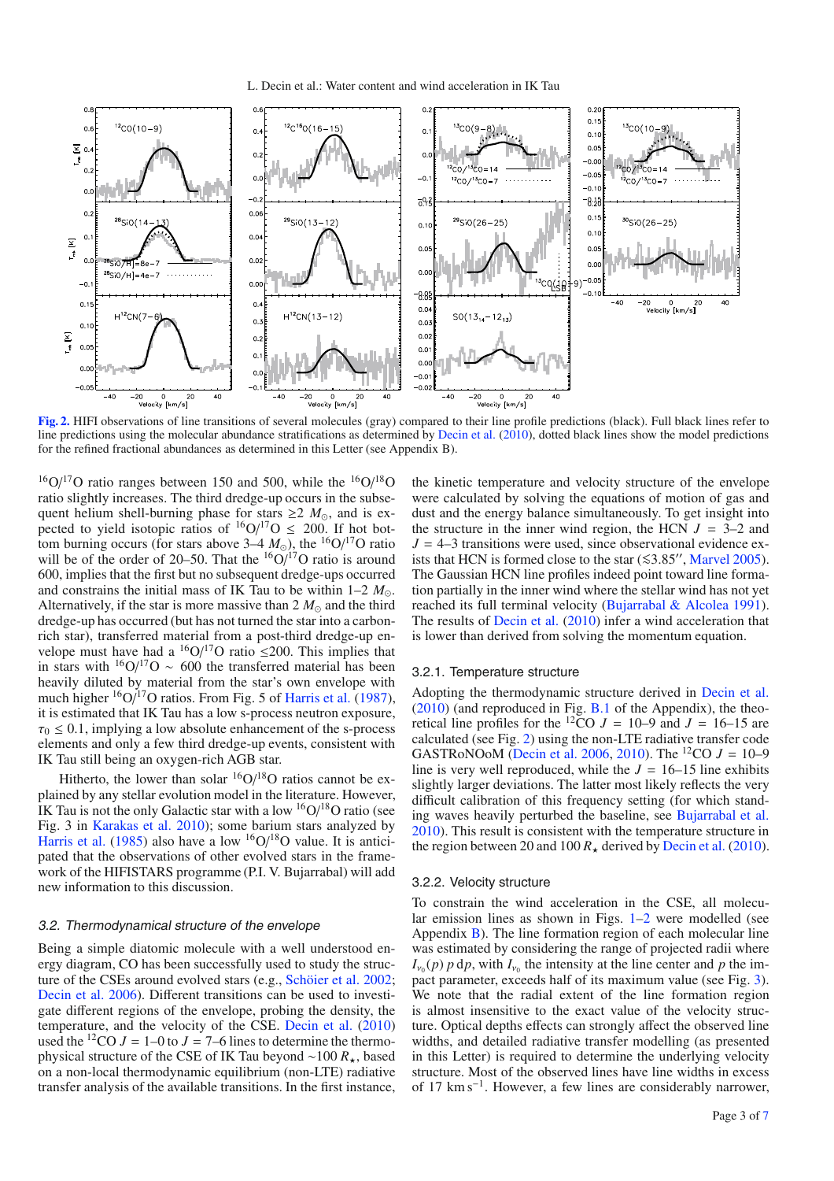**Fig. 2.** HIFI observations of line transitions of several molecules (gray) compared to their line profile predictions (black). Full black lines refer to line predictions using the molecular abundance stratifications as determined by Decin et al. (2010), dotted black lines show the model predictions for the refined fractional abundances as determined in this Letter (see Appendix B).

$^{16}O/^{17}O$ ratio ranges between 150 and 500, while the $^{16}O/^{18}O$ ratio slightly increases. The third dredge-up occurs in the subsequent helium shell-burning phase for stars $\geq 2\ M_{\odot}$, and is expected to yield isotopic ratios of $^{16}O/^{17}O \leq 200$. If hot bottom burning occurs (for stars above 3–4 $M_{\odot}$), the $^{16}O/^{17}O$ ratio will be of the order of 20–50. That the $^{16}O/^{17}O$ ratio is around 600, implies that the first but no subsequent dredge-ups occurred and constrains the initial mass of IK Tau to be within 1–2 $M_{\odot}$. Alternatively, if the star is more massive than 2 $M_{\odot}$ and the third dredge-up has occurred (but has not turned the star into a carbon-rich star), transferred material from a post-third dredge-up envelope must have had a $^{16}O/^{17}O$ ratio $\leq$200. This implies that in stars with $^{16}O/^{17}O \sim 600$ the transferred material has been heavily diluted by material from the star's own envelope with much higher $^{16}O/^{17}O$ ratios. From Fig. 5 of Harris et al. (1987), it is estimated that IK Tau has a low s-process neutron exposure, $\tau_0 \leq 0.1$, implying a low absolute enhancement of the s-process elements and only a few third dredge-up events, consistent with IK Tau still being an oxygen-rich AGB star.

Hitherto, the lower than solar $^{16}O/^{18}O$ ratios cannot be explained by any stellar evolution model in the literature. However, IK Tau is not the only Galactic star with a low $^{16}O/^{18}O$ ratio (see Fig. 3 in Karakas et al. 2010); some barium stars analyzed by Harris et al. (1985) also have a low $^{16}O/^{18}O$ value. It is anticipated that the observations of other evolved stars in the framework of the HIFISTARS programme (P.I. V. Bujarrabal) will add new information to this discussion.

### 3.2. Thermodynamical structure of the envelope

Being a simple diatomic molecule with a well understood energy diagram, CO has been successfully used to study the structure of the CSEs around evolved stars (e.g., Schöier et al. 2002; Decin et al. 2006). Different transitions can be used to investigate different regions of the envelope, probing the density, the temperature, and the velocity of the CSE. Decin et al. (2010) used the $^{12}CO$ $J$ = 1–0 to $J$ = 7–6 lines to determine the thermophysical structure of the CSE of IK Tau beyond $\sim$100 $R_{\star}$, based on a non-local thermodynamic equilibrium (non-LTE) radiative transfer analysis of the available transitions. In the first instance, the kinetic temperature and velocity structure of the envelope were calculated by solving the equations of motion of gas and dust and the energy balance simultaneously. To get insight into the structure in the inner wind region, the HCN $J$ = 3–2 and $J$ = 4–3 transitions were used, since observational evidence exists that HCN is formed close to the star ($\lesssim$3.85″, Marvel 2005). The Gaussian HCN line profiles indeed point toward line formation partially in the inner wind where the stellar wind has not yet reached its full terminal velocity (Bujarrabal & Alcolea 1991). The results of Decin et al. (2010) infer a wind acceleration that is lower than derived from solving the momentum equation.

#### 3.2.1. Temperature structure

Adopting the thermodynamic structure derived in Decin et al. (2010) (and reproduced in Fig. B.1 of the Appendix), the theoretical line profiles for the $^{12}CO$ $J$ = 10–9 and $J$ = 16–15 are calculated (see Fig. 2) using the non-LTE radiative transfer code GASTRoNOoM (Decin et al. 2006, 2010). The $^{12}CO$ $J$ = 10–9 line is very well reproduced, while the $J$ = 16–15 line exhibits slightly larger deviations. The latter most likely reflects the very difficult calibration of this frequency setting (for which standing waves heavily perturbed the baseline, see Bujarrabal et al. 2010). This result is consistent with the temperature structure in the region between 20 and 100 $R_{\star}$ derived by Decin et al. (2010).

#### 3.2.2. Velocity structure

To constrain the wind acceleration in the CSE, all molecular emission lines as shown in Figs. 1–2 were modelled (see Appendix B). The line formation region of each molecular line was estimated by considering the range of projected radii where $I_{\nu_0}(p)\, p\, \mathrm{d}p$, with $I_{\nu_0}$ the intensity at the line center and $p$ the impact parameter, exceeds half of its maximum value (see Fig. 3). We note that the radial extent of the line formation region is almost insensitive to the exact value of the velocity structure. Optical depths effects can strongly affect the observed line widths, and detailed radiative transfer modelling (as presented in this Letter) is required to determine the underlying velocity structure. Most of the observed lines have line widths in excess of 17 km s$^{-1}$. However, a few lines are considerably narrower,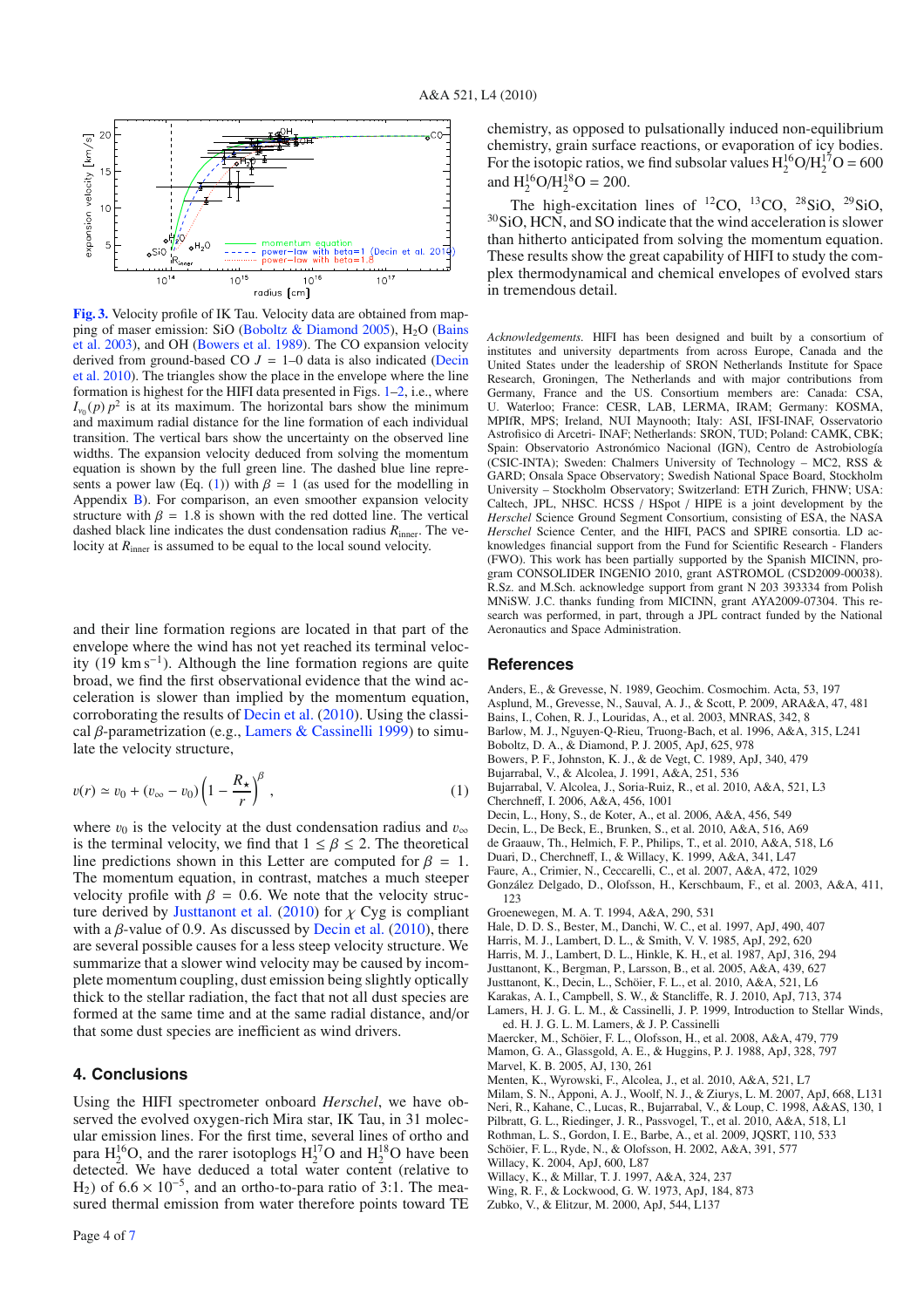**Fig. 3.** Velocity profile of IK Tau. Velocity data are obtained from mapping of maser emission: SiO (Boboltz & Diamond 2005), $H_2O$ (Bains et al. 2003), and OH (Bowers et al. 1989). The CO expansion velocity derived from ground-based CO $J$ = 1–0 data is also indicated (Decin et al. 2010). The triangles show the place in the envelope where the line formation is highest for the HIFI data presented in Figs. 1–2, i.e., where $I_{\nu_0}(p)\,p^2$ is at its maximum. The horizontal bars show the minimum and maximum radial distance for the line formation of each individual transition. The vertical bars show the uncertainty on the observed line widths. The expansion velocity deduced from solving the momentum equation is shown by the full green line. The dashed blue line represents a power law (Eq. (1)) with $\beta = 1$ (as used for the modelling in Appendix B). For comparison, an even smoother expansion velocity structure with $\beta = 1.8$ is shown with the red dotted line. The vertical dashed black line indicates the dust condensation radius $R_{\rm inner}$. The velocity at $R_{\rm inner}$ is assumed to be equal to the local sound velocity.

and their line formation regions are located in that part of the envelope where the wind has not yet reached its terminal velocity (19 km s$^{-1}$). Although the line formation regions are quite broad, we find the first observational evidence that the wind acceleration is slower than implied by the momentum equation, corroborating the results of Decin et al. (2010). Using the classical $\beta$-parametrization (e.g., Lamers & Cassinelli 1999) to simulate the velocity structure,

$$v(r) \simeq v_0 + (v_\infty - v_0)\left(1 - \frac{R_\star}{r}\right)^\beta, \tag{1}$$

where $v_0$ is the velocity at the dust condensation radius and $v_\infty$ is the terminal velocity, we find that $1 \leq \beta \leq 2$. The theoretical line predictions shown in this Letter are computed for $\beta = 1$. The momentum equation, in contrast, matches a much steeper velocity profile with $\beta = 0.6$. We note that the velocity structure derived by Justtanont et al. (2010) for $\chi$ Cyg is compliant with a $\beta$-value of 0.9. As discussed by Decin et al. (2010), there are several possible causes for a less steep velocity structure. We summarize that a slower wind velocity may be caused by incomplete momentum coupling, dust emission being slightly optically thick to the stellar radiation, the fact that not all dust species are formed at the same time and at the same radial distance, and/or that some dust species are inefficient as wind drivers.

## 4. Conclusions

Using the HIFI spectrometer onboard *Herschel*, we have observed the evolved oxygen-rich Mira star, IK Tau, in 31 molecular emission lines. For the first time, several lines of ortho and para $H_2^{16}O$, and the rarer isotoplogs $H_2^{17}O$ and $H_2^{18}O$ have been detected. We have deduced a total water content (relative to $H_2$) of $6.6 \times 10^{-5}$, and an ortho-to-para ratio of 3:1. The measured thermal emission from water therefore points toward TE chemistry, as opposed to pulsationally induced non-equilibrium chemistry, grain surface reactions, or evaporation of icy bodies. For the isotopic ratios, we find subsolar values $H_2^{16}O/H_2^{17}O = 600$ and $H_2^{16}O/H_2^{18}O = 200$.

The high-excitation lines of $^{12}$CO, $^{13}$CO, $^{28}$SiO, $^{29}$SiO, $^{30}$SiO, HCN, and SO indicate that the wind acceleration is slower than hitherto anticipated from solving the momentum equation. These results show the great capability of HIFI to study the complex thermodynamical and chemical envelopes of evolved stars in tremendous detail.

*Acknowledgements.* HIFI has been designed and built by a consortium of institutes and university departments from across Europe, Canada and the United States under the leadership of SRON Netherlands Institute for Space Research, Groningen, The Netherlands and with major contributions from Germany, France and the US. Consortium members are: Canada: CSA, U. Waterloo; France: CESR, LAB, LERMA, IRAM; Germany: KOSMA, MPIfR, MPS; Ireland, NUI Maynooth; Italy: ASI, IFSI-INAF, Osservatorio Astrofisico di Arcetri- INAF; Netherlands: SRON, TUD; Poland: CAMK, CBK; Spain: Observatorio Astronómico Nacional (IGN), Centro de Astrobiología (CSIC-INTA); Sweden: Chalmers University of Technology – MC2, RSS & GARD; Onsala Space Observatory; Swedish National Space Board, Stockholm University – Stockholm Observatory; Switzerland: ETH Zurich, FHNW; USA: Caltech, JPL, NHSC. HCSS / HSpot / HIPE is a joint development by the *Herschel* Science Ground Segment Consortium, consisting of ESA, the NASA *Herschel* Science Center, and the HIFI, PACS and SPIRE consortia. LD acknowledges financial support from the Fund for Scientific Research - Flanders (FWO). This work has been partially supported by the Spanish MICINN, program CONSOLIDER INGENIO 2010, grant ASTROMOL (CSD2009-00038). R.Sz. and M.Sch. acknowledge support from grant N 203 393334 from Polish MNiSW. J.C. thanks funding from MICINN, grant AYA2009-07304. This research was performed, in part, through a JPL contract funded by the National Aeronautics and Space Administration.

## References

Anders, E., & Grevesse, N. 1989, Geochim. Cosmochim. Acta, 53, 197
Asplund, M., Grevesse, N., Sauval, A. J., & Scott, P. 2009, ARA&A, 47, 481
Bains, I., Cohen, R. J., Louridas, A., et al. 2003, MNRAS, 342, 8
Barlow, M. J., Nguyen-Q-Rieu, Truong-Bach, et al. 1996, A&A, 315, L241
Boboltz, D. A., & Diamond, P. J. 2005, ApJ, 625, 978
Bowers, P. F., Johnston, K. J., & de Vegt, C. 1989, ApJ, 340, 479
Bujarrabal, V., & Alcolea, J. 1991, A&A, 251, 536
Bujarrabal, V., Alcolea, J., Soria-Ruiz, R., et al. 2010, A&A, 521, L3
Cherchneff, I. 2006, A&A, 456, 1001
Decin, L., Hony, S., de Koter, A., et al. 2006, A&A, 456, 549
Decin, L., De Beck, E., Brunken, S., et al. 2010, A&A, 516, A69
de Graauw, Th., Helmich, F. P., Philips, T., et al. 2010, A&A, 518, L6
Duari, D., Cherchneff, I., & Willacy, K. 1999, A&A, 341, L47
Faure, A., Crimier, N., Ceccarelli, C., et al. 2007, A&A, 472, 1029
González Delgado, D., Olofsson, H., Kerschbaum, F., et al. 2003, A&A, 411, 123
Groenewegen, M. A. T. 1994, A&A, 290, 531
Hale, D. D. S., Bester, M., Danchi, W. C., et al. 1997, ApJ, 490, 407
Harris, M. J., Lambert, D. L., & Smith, V. V. 1985, ApJ, 292, 620
Harris, M. J., Lambert, D. L., Hinkle, K. H., et al. 1987, ApJ, 316, 294
Justtanont, K., Bergman, P., Larsson, B., et al. 2005, A&A, 439, 627
Justtanont, K., Decin, L., Schöier, F. L., et al. 2010, A&A, 521, L6
Karakas, A. I., Campbell, S. W., & Stancliffe, R. J. 2010, ApJ, 713, 374
Lamers, H. J. G. L. M., & Cassinelli, J. P. 1999, Introduction to Stellar Winds, ed. H. J. G. L. M. Lamers, & J. P. Cassinelli
Maercker, M., Schöier, F. L., Olofsson, H., et al. 2008, A&A, 479, 779
Mamon, G. A., Glassgold, A. E., & Huggins, P. J. 1988, ApJ, 328, 797
Marvel, K. B. 2005, AJ, 130, 261
Menten, K., Wyrowski, F., Alcolea, J., et al. 2010, A&A, 521, L7
Milam, S. N., Apponi, A. J., Woolf, N. J., & Ziurys, L. M. 2007, ApJ, 668, L131
Neri, R., Kahane, C., Lucas, R., Bujarrabal, V., & Loup, C. 1998, A&AS, 130, 1
Pilbratt, G. L., Riedinger, J. R., Passvogel, T., et al. 2010, A&A, 518, L1
Rothman, L. S., Gordon, I. E., Barbe, A., et al. 2009, JQSRT, 110, 533
Schöier, F. L., Ryde, N., & Olofsson, H. 2002, A&A, 391, 577
Willacy, K. 2004, ApJ, 600, L87
Willacy, K., & Millar, T. J. 1997, A&A, 324, 237
Wing, R. F., & Lockwood, G. W. 1973, ApJ, 184, 873
Zubko, V., & Elitzur, M. 2000, ApJ, 544, L137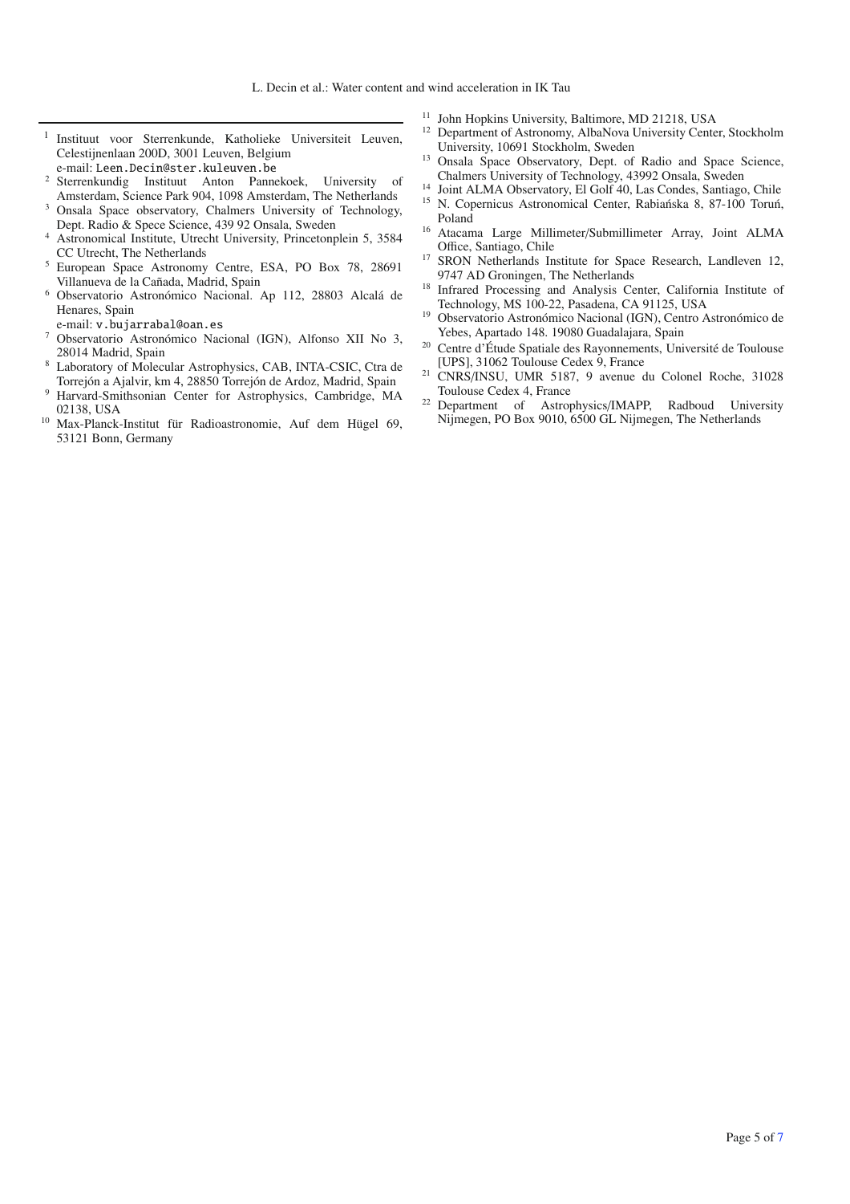[1] Instituut voor Sterrenkunde, Katholieke Universiteit Leuven, Celestijnenlaan 200D, 3001 Leuven, Belgium
e-mail: Leen.Decin@ster.kuleuven.be

[2] Sterrenkundig Instituut Anton Pannekoek, University of Amsterdam, Science Park 904, 1098 Amsterdam, The Netherlands

[3] Onsala Space observatory, Chalmers University of Technology, Dept. Radio & Spece Science, 439 92 Onsala, Sweden

[4] Astronomical Institute, Utrecht University, Princetonplein 5, 3584 CC Utrecht, The Netherlands

[5] European Space Astronomy Centre, ESA, PO Box 78, 28691 Villanueva de la Cañada, Madrid, Spain

[6] Observatorio Astronómico Nacional. Ap 112, 28803 Alcalá de Henares, Spain
e-mail: v.bujarrabal@oan.es

[7] Observatorio Astronómico Nacional (IGN), Alfonso XII No 3, 28014 Madrid, Spain

[8] Laboratory of Molecular Astrophysics, CAB, INTA-CSIC, Ctra de Torrejón a Ajalvir, km 4, 28850 Torrejón de Ardoz, Madrid, Spain

[9] Harvard-Smithsonian Center for Astrophysics, Cambridge, MA 02138, USA

[10] Max-Planck-Institut für Radioastronomie, Auf dem Hügel 69, 53121 Bonn, Germany

[11] John Hopkins University, Baltimore, MD 21218, USA

[12] Department of Astronomy, AlbaNova University Center, Stockholm University, 10691 Stockholm, Sweden

[13] Onsala Space Observatory, Dept. of Radio and Space Science, Chalmers University of Technology, 43992 Onsala, Sweden

[14] Joint ALMA Observatory, El Golf 40, Las Condes, Santiago, Chile

[15] N. Copernicus Astronomical Center, Rabiańska 8, 87-100 Toruń, Poland

[16] Atacama Large Millimeter/Submillimeter Array, Joint ALMA Office, Santiago, Chile

[17] SRON Netherlands Institute for Space Research, Landleven 12, 9747 AD Groningen, The Netherlands

[18] Infrared Processing and Analysis Center, California Institute of Technology, MS 100-22, Pasadena, CA 91125, USA

[19] Observatorio Astronómico Nacional (IGN), Centro Astronómico de Yebes, Apartado 148. 19080 Guadalajara, Spain

[20] Centre d'Étude Spatiale des Rayonnements, Université de Toulouse [UPS], 31062 Toulouse Cedex 9, France

[21] CNRS/INSU, UMR 5187, 9 avenue du Colonel Roche, 31028 Toulouse Cedex 4, France

[22] Department of Astrophysics/IMAPP, Radboud University Nijmegen, PO Box 9010, 6500 GL Nijmegen, The Netherlands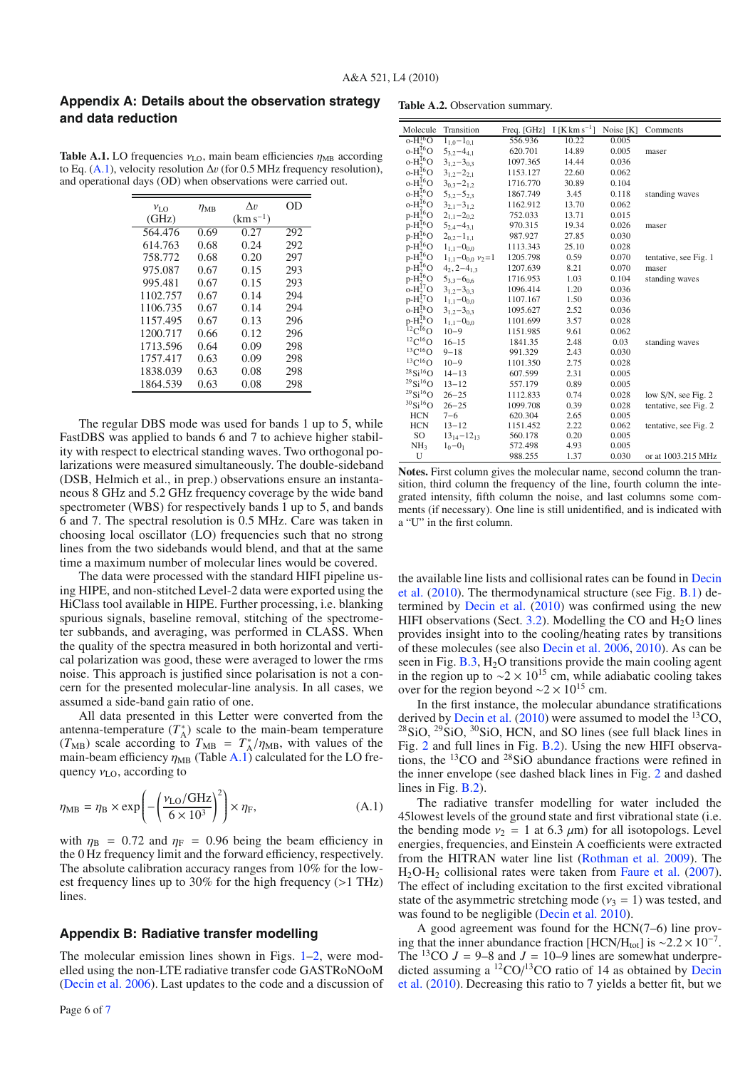## Appendix A: Details about the observation strategy and data reduction

**Table A.1.** LO frequencies $\nu_{LO}$, main beam efficiencies $\eta_{MB}$ according to Eq. (A.1), velocity resolution $\Delta v$ (for 0.5 MHz frequency resolution), and operational days (OD) when observations were carried out.

| $\nu_{LO}$ (GHz) | $\eta_{MB}$ | $\Delta v$ (km s$^{-1}$) | OD |
|---|---|---|---|
| 564.476 | 0.69 | 0.27 | 292 |
| 614.763 | 0.68 | 0.24 | 292 |
| 758.772 | 0.68 | 0.20 | 297 |
| 975.087 | 0.67 | 0.15 | 293 |
| 995.481 | 0.67 | 0.15 | 293 |
| 1102.757 | 0.67 | 0.14 | 294 |
| 1106.735 | 0.67 | 0.14 | 294 |
| 1157.495 | 0.67 | 0.13 | 296 |
| 1200.717 | 0.66 | 0.12 | 296 |
| 1713.596 | 0.64 | 0.09 | 298 |
| 1757.417 | 0.63 | 0.09 | 298 |
| 1838.039 | 0.63 | 0.08 | 298 |
| 1864.539 | 0.63 | 0.08 | 298 |

The regular DBS mode was used for bands 1 up to 5, while FastDBS was applied to bands 6 and 7 to achieve higher stability with respect to electrical standing waves. Two orthogonal polarizations were measured simultaneously. The double-sideband (DSB, Helmich et al., in prep.) observations ensure an instantaneous 8 GHz and 5.2 GHz frequency coverage by the wide band spectrometer (WBS) for respectively bands 1 up to 5, and bands 6 and 7. The spectral resolution is 0.5 MHz. Care was taken in choosing local oscillator (LO) frequencies such that no strong lines from the two sidebands would blend, and that at the same time a maximum number of molecular lines would be covered.

The data were processed with the standard HIFI pipeline using HIPE, and non-stitched Level-2 data were exported using the HiClass tool available in HIPE. Further processing, i.e. blanking spurious signals, baseline removal, stitching of the spectrometer subbands, and averaging, was performed in CLASS. When the quality of the spectra measured in both horizontal and vertical polarization was good, these were averaged to lower the rms noise. This approach is justified since polarisation is not a concern for the presented molecular-line analysis. In all cases, we assumed a side-band gain ratio of one.

All data presented in this Letter were converted from the antenna-temperature ($T_A^*$) scale to the main-beam temperature ($T_{MB}$) scale according to $T_{MB} = T_A^*/\eta_{MB}$, with values of the main-beam efficiency $\eta_{MB}$ (Table A.1) calculated for the LO frequency $\nu_{LO}$, according to

$$\eta_{MB} = \eta_B \times \exp\left(-\left(\frac{\nu_{LO}/\text{GHz}}{6\times10^3}\right)^2\right) \times \eta_F, \tag{A.1}$$

with $\eta_B = 0.72$ and $\eta_F = 0.96$ being the beam efficiency in the 0 Hz frequency limit and the forward efficiency, respectively. The absolute calibration accuracy ranges from 10% for the lowest frequency lines up to 30% for the high frequency (>1 THz) lines.

**Table A.2.** Observation summary.

| Molecule | Transition | Freq. [GHz] | I [K km s$^{-1}$] | Noise [K] | Comments |
|---|---|---|---|---|---|
| o-$H_2^{16}O$ | $1_{1,0}$–$1_{0,1}$ | 556.936 | 10.22 | 0.005 | |
| o-$H_2^{16}O$ | $5_{3,2}$–$4_{4,1}$ | 620.701 | 14.89 | 0.005 | maser |
| o-$H_2^{16}O$ | $3_{1,2}$–$3_{0,3}$ | 1097.365 | 14.44 | 0.036 | |
| o-$H_2^{16}O$ | $3_{1,2}$–$2_{2,1}$ | 1153.127 | 22.60 | 0.062 | |
| o-$H_2^{16}O$ | $3_{0,3}$–$2_{1,2}$ | 1716.770 | 30.89 | 0.104 | |
| o-$H_2^{16}O$ | $5_{3,2}$–$5_{2,3}$ | 1867.749 | 3.45 | 0.118 | standing waves |
| o-$H_2^{16}O$ | $3_{2,1}$–$3_{1,2}$ | 1162.912 | 13.70 | 0.062 | |
| p-$H_2^{16}O$ | $2_{1,1}$–$2_{0,2}$ | 752.033 | 13.71 | 0.015 | |
| p-$H_2^{16}O$ | $5_{2,4}$–$4_{3,1}$ | 970.315 | 19.34 | 0.026 | maser |
| p-$H_2^{16}O$ | $2_{0,2}$–$1_{1,1}$ | 987.927 | 27.85 | 0.030 | |
| p-$H_2^{16}O$ | $1_{1,1}$–$0_{0,0}$ | 1113.343 | 25.10 | 0.028 | |
| p-$H_2^{16}O$ | $1_{1,1}$–$0_{0,0}$ $\nu_2$=1 | 1205.798 | 0.59 | 0.070 | tentative, see Fig. 1 |
| p-$H_2^{16}O$ | $4_{2,2}$–$4_{1,3}$ | 1207.639 | 8.21 | 0.070 | maser |
| p-$H_2^{16}O$ | $5_{3,3}$–$6_{0,6}$ | 1716.953 | 1.03 | 0.104 | standing waves |
| o-$H_2^{17}O$ | $3_{1,2}$–$3_{0,3}$ | 1096.414 | 1.20 | 0.036 | |
| p-$H_2^{17}O$ | $1_{1,1}$–$0_{0,0}$ | 1107.167 | 1.50 | 0.036 | |
| o-$H_2^{18}O$ | $3_{1,2}$–$3_{0,3}$ | 1095.627 | 2.52 | 0.036 | |
| p-$H_2^{18}O$ | $1_{1,1}$–$0_{0,0}$ | 1101.699 | 3.57 | 0.028 | |
| $^{12}C^{16}O$ | 10–9 | 1151.985 | 9.61 | 0.062 | |
| $^{12}C^{16}O$ | 16–15 | 1841.35 | 2.48 | 0.03 | standing waves |
| $^{13}C^{16}O$ | 9–18 | 991.329 | 2.43 | 0.030 | |
| $^{13}C^{16}O$ | 10–9 | 1101.350 | 2.75 | 0.028 | |
| $^{28}Si^{16}O$ | 14–13 | 607.599 | 2.31 | 0.005 | |
| $^{29}Si^{16}O$ | 13–12 | 557.179 | 0.89 | 0.005 | |
| $^{29}Si^{16}O$ | 26–25 | 1112.833 | 0.74 | 0.028 | low S/N, see Fig. 2 |
| $^{30}Si^{16}O$ | 26–25 | 1099.708 | 0.39 | 0.028 | tentative, see Fig. 2 |
| HCN | 7–6 | 620.304 | 2.65 | 0.005 | |
| HCN | 13–12 | 1151.452 | 2.22 | 0.062 | tentative, see Fig. 2 |
| SO | $13_{14}$–$12_{13}$ | 560.178 | 0.20 | 0.005 | |
| $NH_3$ | $1_0$–$0_1$ | 572.498 | 4.93 | 0.005 | |
| U | | 988.255 | 1.37 | 0.030 | or at 1003.215 MHz |

**Notes.** First column gives the molecular name, second column the transition, third column the frequency of the line, fourth column the integrated intensity, fifth column the noise, and last columns some comments (if necessary). One line is still unidentified, and is indicated with a "U" in the first column.

## Appendix B: Radiative transfer modelling

The molecular emission lines shown in Figs. 1–2, were modelled using the non-LTE radiative transfer code GASTRoNOoM (Decin et al. 2006). Last updates to the code and a discussion of the available line lists and collisional rates can be found in Decin et al. (2010). The thermodynamical structure (see Fig. B.1) determined by Decin et al. (2010) was confirmed using the new HIFI observations (Sect. 3.2). Modelling the CO and $H_2O$ lines provides insight into the cooling/heating rates by transitions of these molecules (see also Decin et al. 2006, 2010). As can be seen in Fig. B.3, $H_2O$ transitions provide the main cooling agent in the region up to $\sim 2\times10^{15}$ cm, while adiabatic cooling takes over for the region beyond $\sim 2\times10^{15}$ cm.

In the first instance, the molecular abundance stratifications derived by Decin et al. (2010) were assumed to model the $^{13}$CO, $^{28}$SiO, $^{29}$SiO, $^{30}$SiO, HCN, and SO lines (see full black lines in Fig. 2 and full lines in Fig. B.2). Using the new HIFI observations, the $^{13}$CO and $^{28}$SiO abundance fractions were refined in the inner envelope (see dashed black lines in Fig. 2 and dashed lines in Fig. B.2).

The radiative transfer modelling for water included the 45lowest levels of the ground state and first vibrational state (i.e. the bending mode $\nu_2 = 1$ at 6.3 $\mu$m) for all isotopologs. Level energies, frequencies, and Einstein A coefficients were extracted from the HITRAN water line list (Rothman et al. 2009). The $H_2O$-$H_2$ collisional rates were taken from Faure et al. (2007). The effect of including excitation to the first excited vibrational state of the asymmetric stretching mode ($\nu_3 = 1$) was tested, and was found to be negligible (Decin et al. 2010).

A good agreement was found for the HCN(7–6) line proving that the inner abundance fraction [HCN/H$_{tot}$] is $\sim 2.2\times10^{-7}$. The $^{13}$CO $J$ = 9–8 and $J$ = 10–9 lines are somewhat underpredicted assuming a $^{12}$CO/$^{13}$CO ratio of 14 as obtained by Decin et al. (2010). Decreasing this ratio to 7 yields a better fit, but we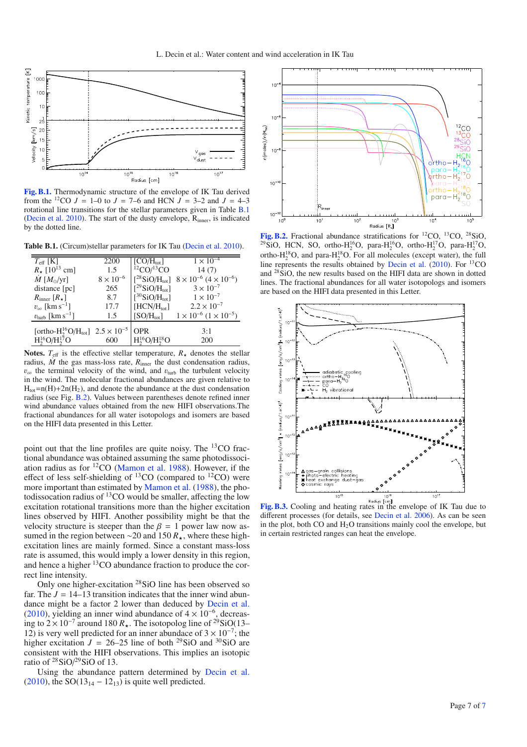Kinetic temperature [K]

1000

100

10

1

Velocity [km/s]

25

20

15

10

5

0

$10^{14}$ $10^{15}$ $10^{16}$ $10^{17}$

Radius [cm]

$v_{gas}$

$v_{dust}$

**Fig. B.1.** Thermodynamic structure of the envelope of IK Tau derived from the $^{12}CO$ $J$ = 1–0 to $J$ = 7–6 and HCN $J$ = 3–2 and $J$ = 4–3 rotational line transitions for the stellar parameters given in Table B.1 (Decin et al. 2010). The start of the dusty envelope, $R_{inner}$, is indicated by the dotted line.

**Table B.1.** (Circum)stellar parameters for IK Tau (Decin et al. 2010).

| | | | |
|---|---|---|---|
| $T_{eff}$ [K] | 2200 | [CO/$H_{tot}$] | $1 \times 10^{-4}$ |
| $R_\star$ [$10^{13}$ cm] | 1.5 | $^{12}$CO/$^{13}$CO | 14 (7) |
| $\dot{M}$ [$M_\odot$/yr] | $8 \times 10^{-6}$ | [$^{28}$SiO/$H_{tot}$] | $8 \times 10^{-6}$ ($4 \times 10^{-6}$) |
| distance [pc] | 265 | [$^{29}$SiO/$H_{tot}$] | $3 \times 10^{-7}$ |
| $R_{inner}$ [$R_\star$] | 8.7 | [$^{30}$SiO/$H_{tot}$] | $1 \times 10^{-7}$ |
| $v_\infty$ [km s$^{-1}$] | 17.7 | [HCN/$H_{tot}$] | $2.2 \times 10^{-7}$ |
| $v_{turb}$ [km s$^{-1}$] | 1.5 | [SO/$H_{tot}$] | $1 \times 10^{-6}$ ($1 \times 10^{-5}$) |
| [ortho-$H_2^{16}O$/$H_{tot}$] | $2.5 \times 10^{-5}$ | OPR | 3:1 |
| $H_2^{16}O/H_2^{17}O$ | 600 | $H_2^{16}O/H_2^{18}O$ | 200 |

**Notes.** $T_{eff}$ is the effective stellar temperature, $R_\star$ denotes the stellar radius, $\dot{M}$ the gas mass-loss rate, $R_{inner}$ the dust condensation radius, $v_\infty$ the terminal velocity of the wind, and $v_{turb}$ the turbulent velocity in the wind. The molecular fractional abundances are given relative to $H_{tot}$=n(H)+2n($H_2$), and denote the abundance at the dust condensation radius (see Fig. B.2). Values between parentheses denote refined inner wind abundance values obtained from the new HIFI observations. The fractional abundances for all water isotopologs and isomers are based on the HIFI data presented in this Letter.

point out that the line profiles are quite noisy. The $^{13}$CO fractional abundance was obtained assuming the same photodissociation radius as for $^{12}$CO (Mamon et al. 1988). However, if the effect of less self-shielding of $^{13}$CO (compared to $^{12}$CO) were more important than estimated by Mamon et al. (1988), the photodissocation radius of $^{13}$CO would be smaller, affecting the low excitation rotational transitions more than the higher excitation lines observed by HIFI. Another possibility might be that the velocity structure is steeper than the $\beta$ = 1 power law now assumed in the region between ~20 and 150 $R_\star$, where these high-excitation lines are mainly formed. Since a constant mass-loss rate is assumed, this would imply a lower density in this region, and hence a higher $^{13}$CO abundance fraction to produce the correct line intensity.

Only one higher-excitation $^{28}$SiO line has been observed so far. The $J$ = 14–13 transition indicates that the inner wind abundance might be a factor 2 lower than deduced by Decin et al. (2010), yielding an inner wind abundance of $4 \times 10^{-6}$, decreasing to $2 \times 10^{-7}$ around 180 $R_\star$. The isotopolog line of $^{29}$SiO(13–12) is very well predicted for an inner abundance of $3 \times 10^{-7}$; the higher excitation $J$ = 26–25 line of both $^{29}$SiO and $^{30}$SiO are consistent with the HIFI observations. This implies an isotopic ratio of $^{28}$SiO/$^{29}$SiO of 13.

Using the abundance pattern determined by Decin et al. (2010), the SO($13_{14} - 12_{13}$) is quite well predicted.

$10^{-4}$

$10^{-6}$

$10^{-8}$

$10^{-10}$

$10^{-12}$

n(molec)/n($H_{tot}$)

$10^0$ $10^1$ $10^2$ $10^3$ $10^4$ $10^5$

Radius [$R_\star$]

$R_{inner}$

$^{12}$CO
$^{13}$CO
$^{28}$SiO
$^{29}$SiO
HCN
ortho−$H_2^{16}O$
para−$H_2^{16}O$
ortho−$H_2^{17}O$
para−$H_2^{17}O$
ortho−$H_2^{18}O$
para−$H_2^{18}O$
SO

**Fig. B.2.** Fractional abundance stratifications for $^{12}$CO, $^{13}$CO, $^{28}$SiO, $^{29}$SiO, HCN, SO, ortho-$H_2^{16}O$, para-$H_2^{16}O$, ortho-$H_2^{17}O$, para-$H_2^{17}O$, ortho-$H_2^{18}O$, and para-$H_2^{18}O$. For all molecules (except water), the full line represents the results obtained by Decin et al. (2010). For $^{13}$CO and $^{28}$SiO, the new results based on the HIFI data are shown in dotted lines. The fractional abundances for all water isotopologs and isomers are based on the HIFI data presented in this Letter.

Cooling rates [erg/s/cm$^3$] • (radius/1.e14)$^4$

$10^{-11}$

$10^{-12}$

$10^{-13}$

$10^{-14}$

adiabatic cooling
ortho−$H_2^{16}O$
para−$H_2^{16}O$
CO
$H_2$ vibrational

Heating rates [erg/s/cm$^3$] • (radius/1.e14)$^4$

$10^{-11}$

$10^{-12}$

$10^{-13}$

$10^{-14}$

gas−grain collisions
photo−electric heating
heat exchange dust−gas
cosmic rays

$10^{15}$ $10^{16}$ $10^{17}$

Radius [cm]

**Fig. B.3.** Cooling and heating rates in the envelope of IK Tau due to different processes (for details, see Decin et al. 2006). As can be seen in the plot, both CO and $H_2O$ transitions mainly cool the envelope, but in certain restricted ranges can heat the envelope.